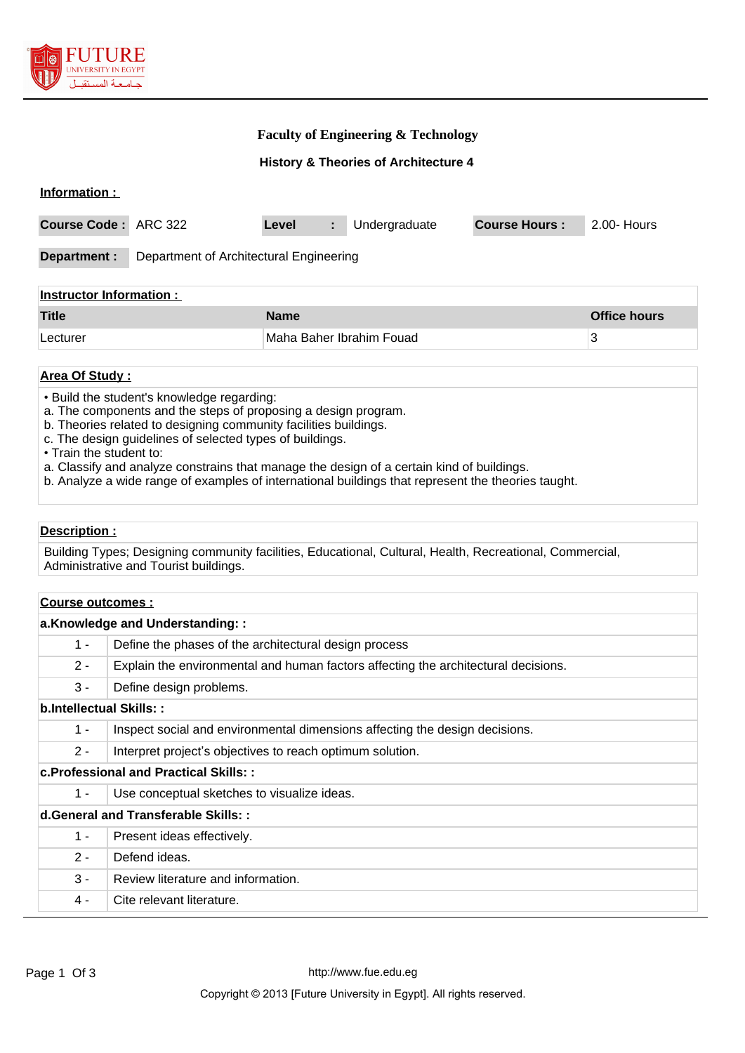## Faculty of Engineering & Technology

### History & Theories of Architecture 4

**Information :**

| Course Code : | ARC 322 | Level : | Undergraduate | Course Hours : | 2.00- Hours |
|---|---|---|---|---|---|

**Department :** Department of Architectural Engineering

**Instructor Information :**

| Title | Name | Office hours |
|---|---|---|
| Lecturer | Maha Baher Ibrahim Fouad | 3 |

**Area Of Study :**

• Build the student's knowledge regarding:
a. The components and the steps of proposing a design program.
b. Theories related to designing community facilities buildings.
c. The design guidelines of selected types of buildings.
• Train the student to:
a. Classify and analyze constrains that manage the design of a certain kind of buildings.
b. Analyze a wide range of examples of international buildings that represent the theories taught.

**Description :**

Building Types; Designing community facilities, Educational, Cultural, Health, Recreational, Commercial, Administrative and Tourist buildings.

**Course outcomes :**

| a.Knowledge and Understanding: : | |
|---|---|
| 1 - | Define the phases of the architectural design process |
| 2 - | Explain the environmental and human factors affecting the architectural decisions. |
| 3 - | Define design problems. |
| **b.Intellectual Skills: :** | |
| 1 - | Inspect social and environmental dimensions affecting the design decisions. |
| 2 - | Interpret project's objectives to reach optimum solution. |
| **c.Professional and Practical Skills: :** | |
| 1 - | Use conceptual sketches to visualize ideas. |
| **d.General and Transferable Skills: :** | |
| 1 - | Present ideas effectively. |
| 2 - | Defend ideas. |
| 3 - | Review literature and information. |
| 4 - | Cite relevant literature. |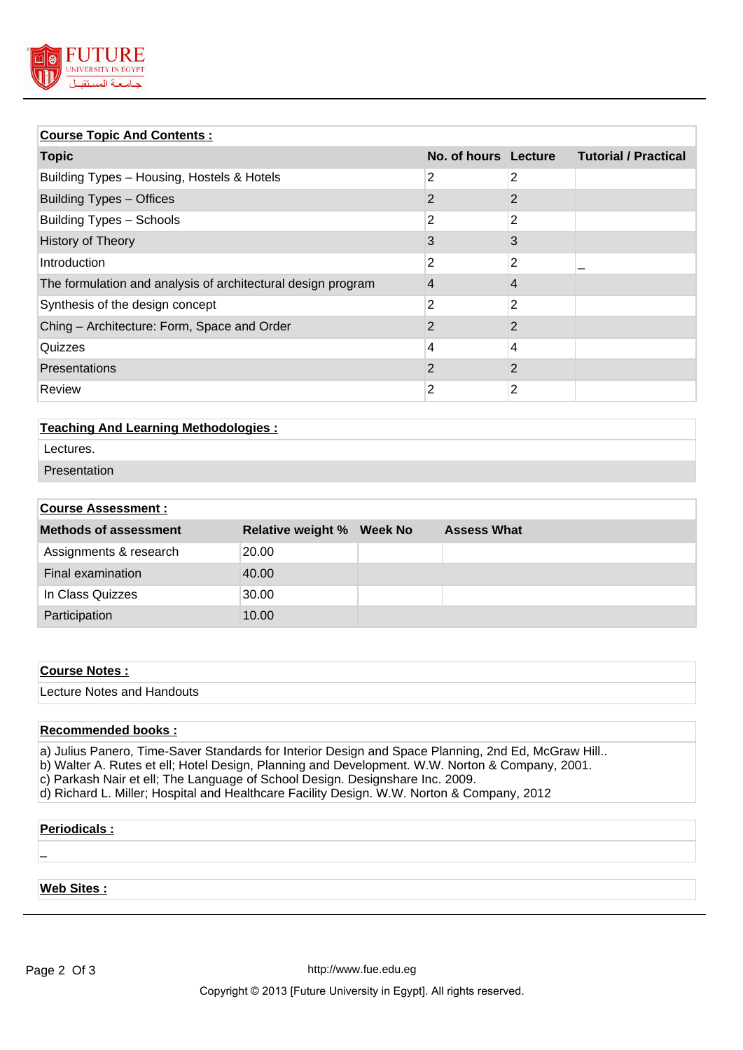| **Course Topic And Contents :** | | | |
|---|---|---|---|
| **Topic** | **No. of hours** | **Lecture** | **Tutorial / Practical** |
| Building Types – Housing, Hostels & Hotels | 2 | 2 | |
| Building Types – Offices | 2 | 2 | |
| Building Types – Schools | 2 | 2 | |
| History of Theory | 3 | 3 | |
| Introduction | 2 | 2 | _ |
| The formulation and analysis of architectural design program | 4 | 4 | |
| Synthesis of the design concept | 2 | 2 | |
| Ching – Architecture: Form, Space and Order | 2 | 2 | |
| Quizzes | 4 | 4 | |
| Presentations | 2 | 2 | |
| Review | 2 | 2 | |

**Teaching And Learning Methodologies :**

Lectures.

Presentation

| **Course Assessment :** | | | |
|---|---|---|---|
| **Methods of assessment** | **Relative weight %** | **Week No** | **Assess What** |
| Assignments & research | 20.00 | | |
| Final examination | 40.00 | | |
| In Class Quizzes | 30.00 | | |
| Participation | 10.00 | | |

**Course Notes :**

Lecture Notes and Handouts

**Recommended books :**

a) Julius Panero, Time-Saver Standards for Interior Design and Space Planning, 2nd Ed, McGraw Hill..
b) Walter A. Rutes et ell; Hotel Design, Planning and Development. W.W. Norton & Company, 2001.
c) Parkash Nair et ell; The Language of School Design. Designshare Inc. 2009.
d) Richard L. Miller; Hospital and Healthcare Facility Design. W.W. Norton & Company, 2012

**Periodicals :**

_

**Web Sites :**